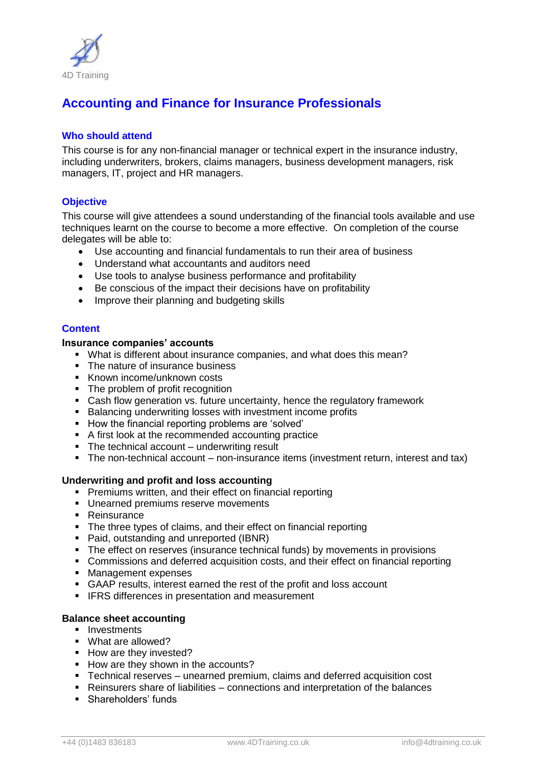4D Training

# Accounting and Finance for Insurance Professionals

## Who should attend

This course is for any non-financial manager or technical expert in the insurance industry, including underwriters, brokers, claims managers, business development managers, risk managers, IT, project and HR managers.

## Objective

This course will give attendees a sound understanding of the financial tools available and use techniques learnt on the course to become a more effective. On completion of the course delegates will be able to:

- Use accounting and financial fundamentals to run their area of business
- Understand what accountants and auditors need
- Use tools to analyse business performance and profitability
- Be conscious of the impact their decisions have on profitability
- Improve their planning and budgeting skills

## Content

### Insurance companies' accounts

- What is different about insurance companies, and what does this mean?
- The nature of insurance business
- Known income/unknown costs
- The problem of profit recognition
- Cash flow generation vs. future uncertainty, hence the regulatory framework
- Balancing underwriting losses with investment income profits
- How the financial reporting problems are 'solved'
- A first look at the recommended accounting practice
- The technical account – underwriting result
- The non-technical account – non-insurance items (investment return, interest and tax)

### Underwriting and profit and loss accounting

- Premiums written, and their effect on financial reporting
- Unearned premiums reserve movements
- Reinsurance
- The three types of claims, and their effect on financial reporting
- Paid, outstanding and unreported (IBNR)
- The effect on reserves (insurance technical funds) by movements in provisions
- Commissions and deferred acquisition costs, and their effect on financial reporting
- Management expenses
- GAAP results, interest earned the rest of the profit and loss account
- IFRS differences in presentation and measurement

### Balance sheet accounting

- Investments
- What are allowed?
- How are they invested?
- How are they shown in the accounts?
- Technical reserves – unearned premium, claims and deferred acquisition cost
- Reinsurers share of liabilities – connections and interpretation of the balances
- Shareholders' funds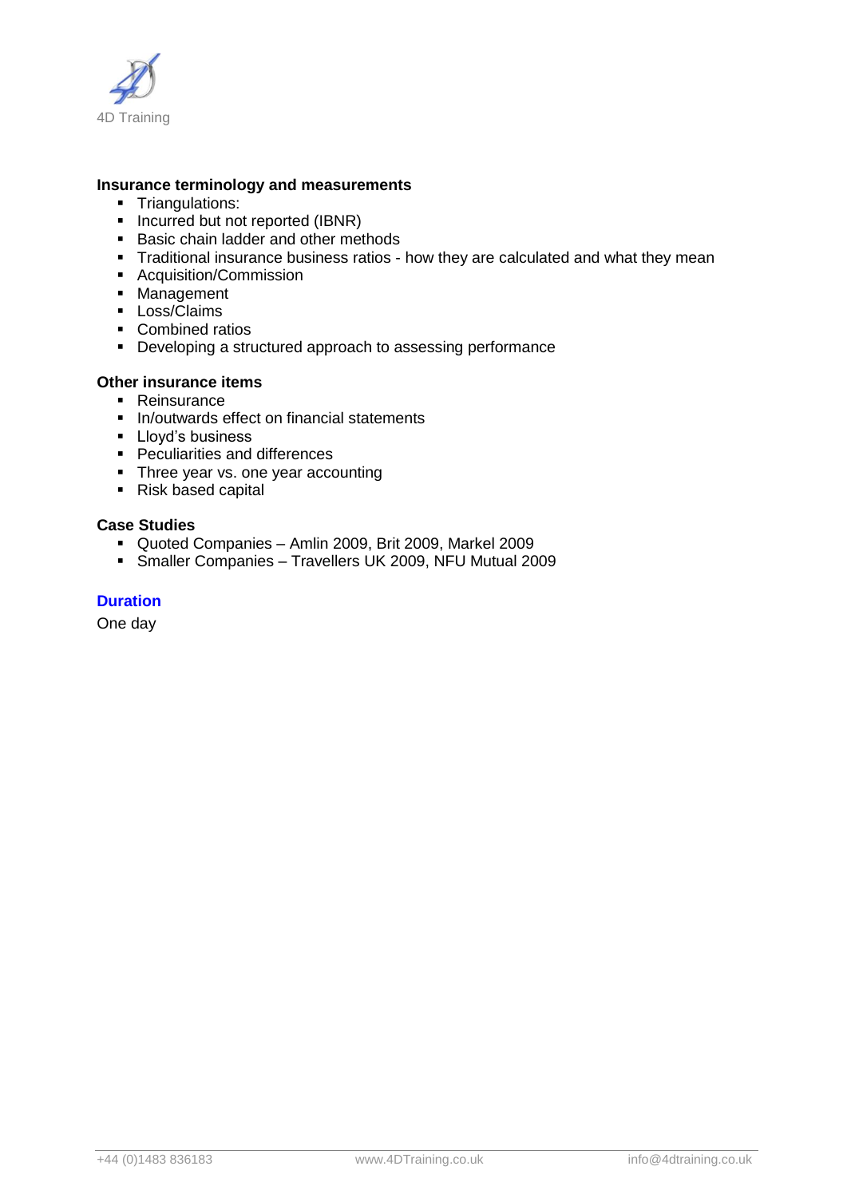**Insurance terminology and measurements**

- Triangulations:
- Incurred but not reported (IBNR)
- Basic chain ladder and other methods
- Traditional insurance business ratios - how they are calculated and what they mean
- Acquisition/Commission
- Management
- Loss/Claims
- Combined ratios
- Developing a structured approach to assessing performance

**Other insurance items**

- Reinsurance
- In/outwards effect on financial statements
- Lloyd's business
- Peculiarities and differences
- Three year vs. one year accounting
- Risk based capital

**Case Studies**

- Quoted Companies – Amlin 2009, Brit 2009, Markel 2009
- Smaller Companies – Travellers UK 2009, NFU Mutual 2009

**Duration**

One day